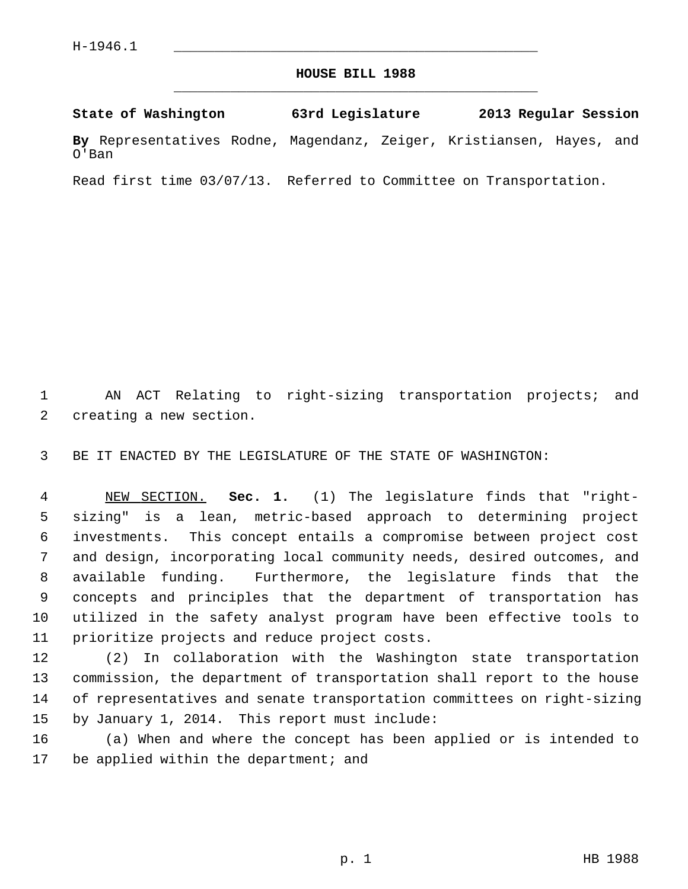H-1946.1

# HOUSE BILL 1988

**State of Washington 63rd Legislature 2013 Regular Session**

**By** Representatives Rodne, Magendanz, Zeiger, Kristiansen, Hayes, and O'Ban

Read first time 03/07/13. Referred to Committee on Transportation.

AN ACT Relating to right-sizing transportation projects; and creating a new section.

BE IT ENACTED BY THE LEGISLATURE OF THE STATE OF WASHINGTON:

NEW SECTION. **Sec. 1.** (1) The legislature finds that "right-sizing" is a lean, metric-based approach to determining project investments. This concept entails a compromise between project cost and design, incorporating local community needs, desired outcomes, and available funding. Furthermore, the legislature finds that the concepts and principles that the department of transportation has utilized in the safety analyst program have been effective tools to prioritize projects and reduce project costs.

(2) In collaboration with the Washington state transportation commission, the department of transportation shall report to the house of representatives and senate transportation committees on right-sizing by January 1, 2014. This report must include:

(a) When and where the concept has been applied or is intended to be applied within the department; and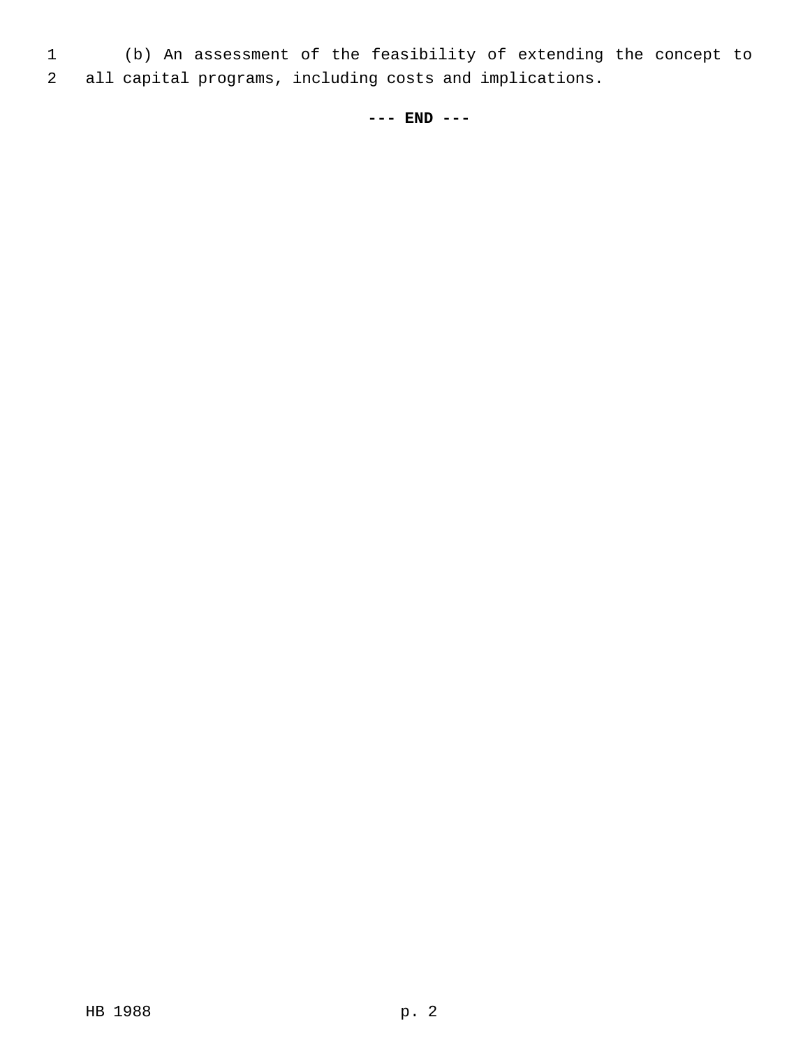(b) An assessment of the feasibility of extending the concept to all capital programs, including costs and implications.

**--- END ---**